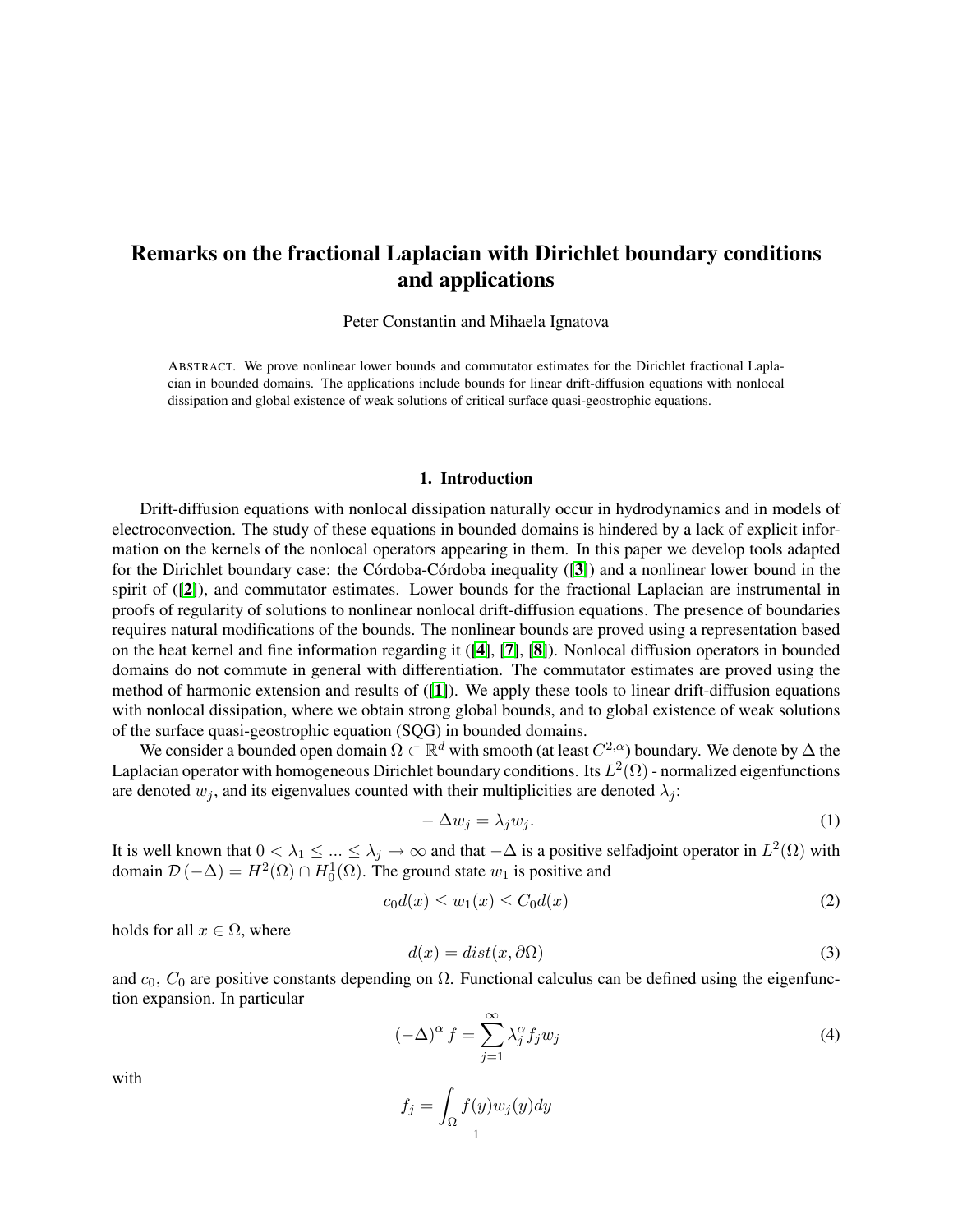# Remarks on the fractional Laplacian with Dirichlet boundary conditions and applications

Peter Constantin and Mihaela Ignatova

ABSTRACT. We prove nonlinear lower bounds and commutator estimates for the Dirichlet fractional Laplacian in bounded domains. The applications include bounds for linear drift-diffusion equations with nonlocal dissipation and global existence of weak solutions of critical surface quasi-geostrophic equations.

## 1. Introduction

Drift-diffusion equations with nonlocal dissipation naturally occur in hydrodynamics and in models of electroconvection. The study of these equations in bounded domains is hindered by a lack of explicit information on the kernels of the nonlocal operators appearing in them. In this paper we develop tools adapted for the Dirichlet boundary case: the Córdoba-Córdoba inequality ([3]) and a nonlinear lower bound in the spirit of ([2]), and commutator estimates. Lower bounds for the fractional Laplacian are instrumental in proofs of regularity of solutions to nonlinear nonlocal drift-diffusion equations. The presence of boundaries requires natural modifications of the bounds. The nonlinear bounds are proved using a representation based on the heat kernel and fine information regarding it ([4], [7], [8]). Nonlocal diffusion operators in bounded domains do not commute in general with differentiation. The commutator estimates are proved using the method of harmonic extension and results of ([1]). We apply these tools to linear drift-diffusion equations with nonlocal dissipation, where we obtain strong global bounds, and to global existence of weak solutions of the surface quasi-geostrophic equation (SQG) in bounded domains.

We consider a bounded open domain $\Omega \subset \mathbb{R}^d$ with smooth (at least $C^{2,\alpha}$) boundary. We denote by $\Delta$ the Laplacian operator with homogeneous Dirichlet boundary conditions. Its $L^2(\Omega)$ - normalized eigenfunctions are denoted $w_j$, and its eigenvalues counted with their multiplicities are denoted $\lambda_j$:

$$-\Delta w_j = \lambda_j w_j. \tag{1}$$

It is well known that $0 < \lambda_1 \leq ... \leq \lambda_j \to \infty$ and that $-\Delta$ is a positive selfadjoint operator in $L^2(\Omega)$ with domain $\mathcal{D}(-\Delta) = H^2(\Omega) \cap H_0^1(\Omega)$. The ground state $w_1$ is positive and

$$c_0 d(x) \leq w_1(x) \leq C_0 d(x) \tag{2}$$

holds for all $x \in \Omega$, where

$$d(x) = dist(x, \partial\Omega) \tag{3}$$

and $c_0$, $C_0$ are positive constants depending on $\Omega$. Functional calculus can be defined using the eigenfunction expansion. In particular

$$(-\Delta)^\alpha f = \sum_{j=1}^{\infty} \lambda_j^\alpha f_j w_j \tag{4}$$

with

$$f_j = \int_\Omega f(y) w_j(y) dy$$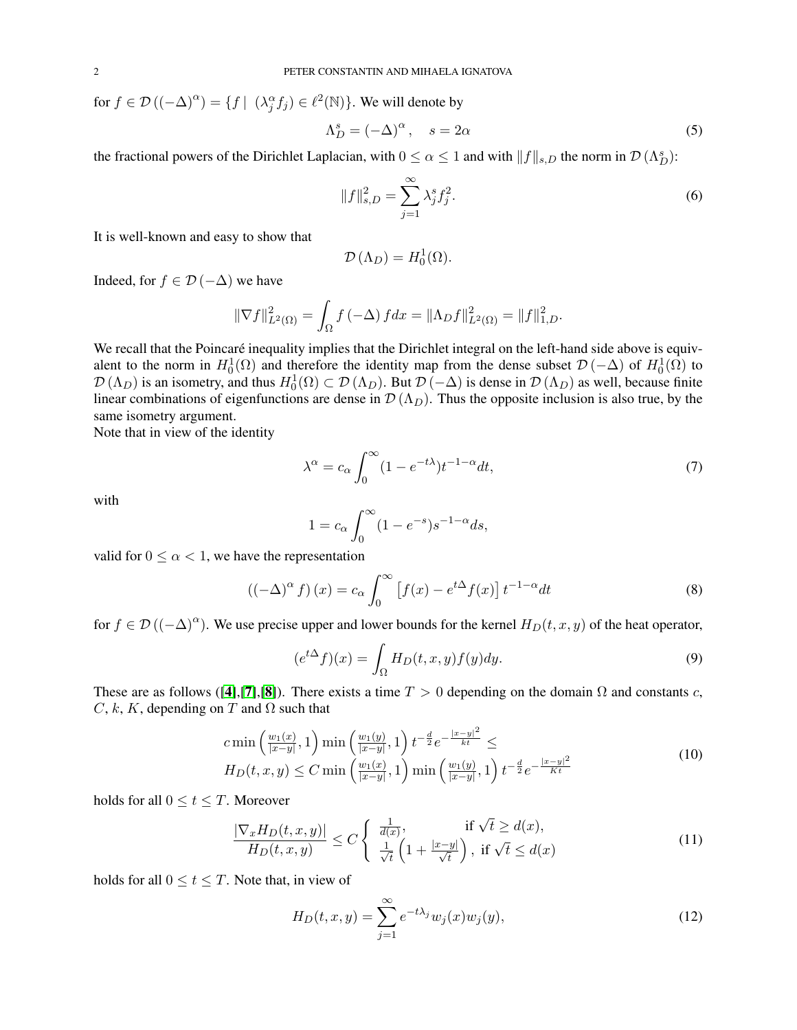for $f \in \mathcal{D}\left((-\Delta)^{\alpha}\right) = \{f \mid (\lambda_j^{\alpha} f_j) \in \ell^2(\mathbb{N})\}$. We will denote by

$$
\Lambda_D^s = (-\Delta)^{\alpha}, \quad s = 2\alpha \tag{5}
$$

the fractional powers of the Dirichlet Laplacian, with $0 \le \alpha \le 1$ and with $\|f\|_{s,D}$ the norm in $\mathcal{D}\left(\Lambda_D^s\right)$:

$$
\|f\|_{s,D}^2 = \sum_{j=1}^{\infty} \lambda_j^s f_j^2. \tag{6}
$$

It is well-known and easy to show that

$$
\mathcal{D}\left(\Lambda_D\right) = H_0^1(\Omega).
$$

Indeed, for $f \in \mathcal{D}\left(-\Delta\right)$ we have

$$
\|\nabla f\|_{L^2(\Omega)}^2 = \int_{\Omega} f\left(-\Delta\right) f dx = \|\Lambda_D f\|_{L^2(\Omega)}^2 = \|f\|_{1,D}^2.
$$

We recall that the Poincaré inequality implies that the Dirichlet integral on the left-hand side above is equivalent to the norm in $H_0^1(\Omega)$ and therefore the identity map from the dense subset $\mathcal{D}\left(-\Delta\right)$ of $H_0^1(\Omega)$ to $\mathcal{D}\left(\Lambda_D\right)$ is an isometry, and thus $H_0^1(\Omega) \subset \mathcal{D}\left(\Lambda_D\right)$. But $\mathcal{D}\left(-\Delta\right)$ is dense in $\mathcal{D}\left(\Lambda_D\right)$ as well, because finite linear combinations of eigenfunctions are dense in $\mathcal{D}\left(\Lambda_D\right)$. Thus the opposite inclusion is also true, by the same isometry argument.

Note that in view of the identity

$$
\lambda^{\alpha} = c_{\alpha} \int_0^{\infty} (1 - e^{-t\lambda}) t^{-1-\alpha} dt, \tag{7}
$$

with

$$
1 = c_{\alpha} \int_0^{\infty} (1 - e^{-s}) s^{-1-\alpha} ds,
$$

valid for $0 \le \alpha < 1$, we have the representation

$$
\left((-\Delta)^{\alpha} f\right)(x) = c_{\alpha} \int_0^{\infty} \left[f(x) - e^{t\Delta} f(x)\right] t^{-1-\alpha} dt \tag{8}
$$

for $f \in \mathcal{D}\left((-\Delta)^{\alpha}\right)$. We use precise upper and lower bounds for the kernel $H_D(t,x,y)$ of the heat operator,

$$
(e^{t\Delta} f)(x) = \int_{\Omega} H_D(t,x,y) f(y) dy. \tag{9}
$$

These are as follows ([4],[7],[8]). There exists a time $T > 0$ depending on the domain $\Omega$ and constants $c$, $C$, $k$, $K$, depending on $T$ and $\Omega$ such that

$$
\begin{array}{l}
c \min\left(\frac{w_1(x)}{|x-y|}, 1\right) \min\left(\frac{w_1(y)}{|x-y|}, 1\right) t^{-\frac{d}{2}} e^{-\frac{|x-y|^2}{kt}} \le \\
H_D(t,x,y) \le C \min\left(\frac{w_1(x)}{|x-y|}, 1\right) \min\left(\frac{w_1(y)}{|x-y|}, 1\right) t^{-\frac{d}{2}} e^{-\frac{|x-y|^2}{Kt}}
\end{array} \tag{10}
$$

holds for all $0 \le t \le T$. Moreover

$$
\frac{|\nabla_x H_D(t,x,y)|}{H_D(t,x,y)} \le C \left\{ \begin{array}{ll} \frac{1}{d(x)}, & \text{if } \sqrt{t} \ge d(x), \\ \frac{1}{\sqrt{t}}\left(1 + \frac{|x-y|}{\sqrt{t}}\right), & \text{if } \sqrt{t} \le d(x) \end{array} \right. \tag{11}
$$

holds for all $0 \le t \le T$. Note that, in view of

$$
H_D(t,x,y) = \sum_{j=1}^{\infty} e^{-t\lambda_j} w_j(x) w_j(y), \tag{12}
$$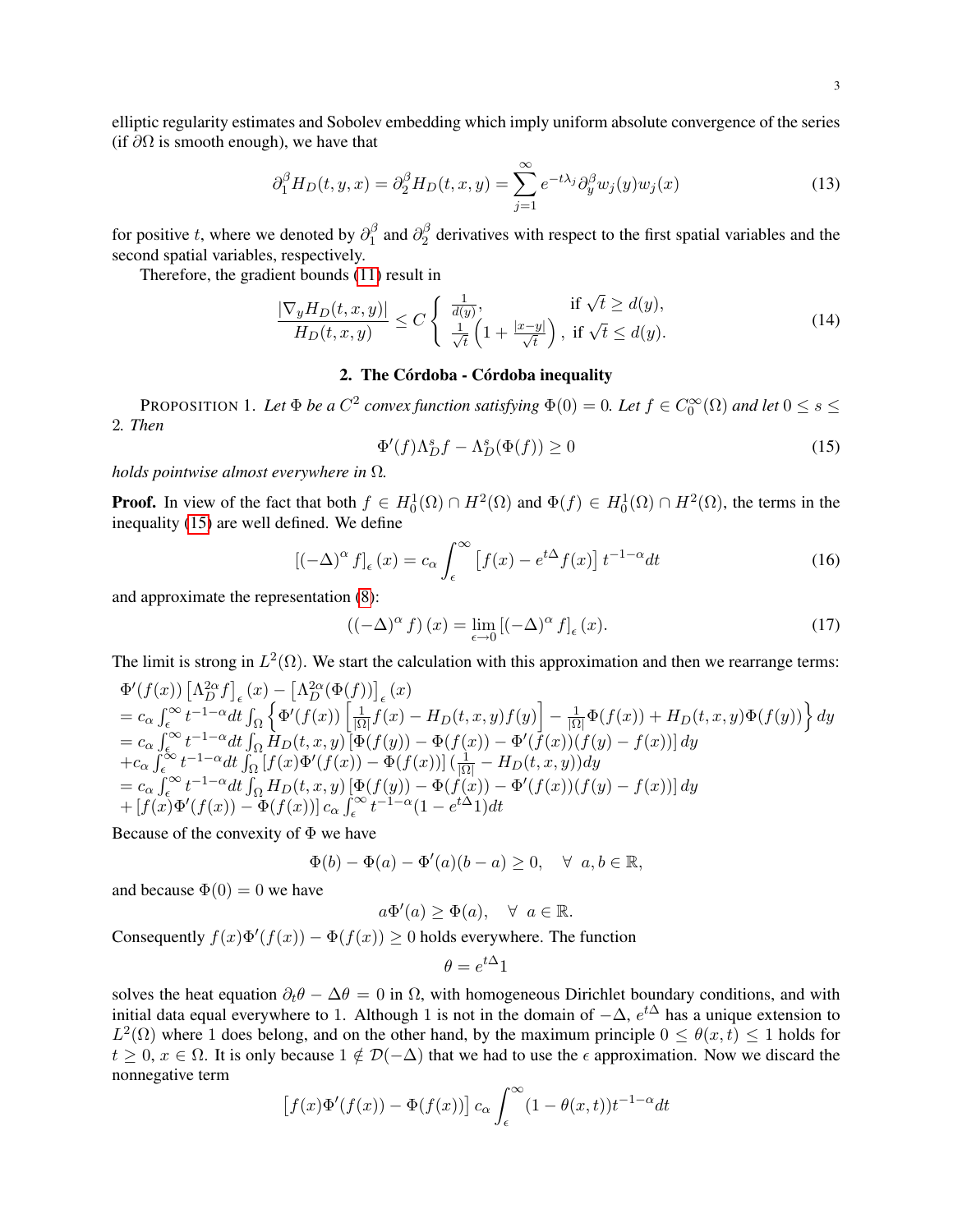elliptic regularity estimates and Sobolev embedding which imply uniform absolute convergence of the series (if $\partial\Omega$ is smooth enough), we have that

$$\partial_1^\beta H_D(t,y,x) = \partial_2^\beta H_D(t,x,y) = \sum_{j=1}^{\infty} e^{-t\lambda_j}\partial_y^\beta w_j(y) w_j(x) \tag{13}$$

for positive $t$, where we denoted by $\partial_1^\beta$ and $\partial_2^\beta$ derivatives with respect to the first spatial variables and the second spatial variables, respectively.

Therefore, the gradient bounds (11) result in

$$\frac{|\nabla_y H_D(t,x,y)|}{H_D(t,x,y)} \le C \left\{ \begin{array}{ll} \frac{1}{d(y)}, & \text{if } \sqrt{t} \ge d(y), \\ \frac{1}{\sqrt{t}}\left(1 + \frac{|x-y|}{\sqrt{t}}\right), & \text{if } \sqrt{t} \le d(y). \end{array} \right. \tag{14}$$

## 2. The Córdoba - Córdoba inequality

PROPOSITION 1. *Let $\Phi$ be a $C^2$ convex function satisfying $\Phi(0) = 0$. Let $f \in C_0^\infty(\Omega)$ and let $0 \le s \le 2$. Then*

$$\Phi'(f)\Lambda_D^s f - \Lambda_D^s(\Phi(f)) \ge 0 \tag{15}$$

*holds pointwise almost everywhere in $\Omega$.*

**Proof.** In view of the fact that both $f \in H_0^1(\Omega) \cap H^2(\Omega)$ and $\Phi(f) \in H_0^1(\Omega) \cap H^2(\Omega)$, the terms in the inequality (15) are well defined. We define

$$\left[(-\Delta)^\alpha f\right]_\epsilon(x) = c_\alpha \int_\epsilon^\infty \left[f(x) - e^{t\Delta}f(x)\right] t^{-1-\alpha} dt \tag{16}$$

and approximate the representation (8):

$$\left((-\Delta)^\alpha f\right)(x) = \lim_{\epsilon \to 0}\left[(-\Delta)^\alpha f\right]_\epsilon(x). \tag{17}$$

The limit is strong in $L^2(\Omega)$. We start the calculation with this approximation and then we rearrange terms:

$$\begin{array}{l}
\Phi'(f(x))\left[\Lambda_D^{2\alpha} f\right]_\epsilon(x) - \left[\Lambda_D^{2\alpha}(\Phi(f))\right]_\epsilon(x) \\
= c_\alpha \int_\epsilon^\infty t^{-1-\alpha}dt \int_\Omega \left\{\Phi'(f(x))\left[\frac{1}{|\Omega|}f(x) - H_D(t,x,y)f(y)\right] - \frac{1}{|\Omega|}\Phi(f(x)) + H_D(t,x,y)\Phi(f(y))\right\} dy \\
= c_\alpha \int_\epsilon^\infty t^{-1-\alpha}dt \int_\Omega H_D(t,x,y)\left[\Phi(f(y)) - \Phi(f(x)) - \Phi'(f(x))(f(y)-f(x))\right] dy \\
+ c_\alpha \int_\epsilon^\infty t^{-1-\alpha}dt \int_\Omega \left[f(x)\Phi'(f(x)) - \Phi(f(x))\right]\left(\frac{1}{|\Omega|} - H_D(t,x,y)\right)dy \\
= c_\alpha \int_\epsilon^\infty t^{-1-\alpha}dt \int_\Omega H_D(t,x,y)\left[\Phi(f(y)) - \Phi(f(x)) - \Phi'(f(x))(f(y)-f(x))\right] dy \\
+ \left[f(x)\Phi'(f(x)) - \Phi(f(x))\right] c_\alpha \int_\epsilon^\infty t^{-1-\alpha}(1 - e^{t\Delta}1)dt
\end{array}$$

Because of the convexity of $\Phi$ we have

$$\Phi(b) - \Phi(a) - \Phi'(a)(b-a) \ge 0, \quad \forall\ a, b \in \mathbb{R},$$

and because $\Phi(0) = 0$ we have

$$a\Phi'(a) \ge \Phi(a), \quad \forall\ a \in \mathbb{R}.$$

Consequently $f(x)\Phi'(f(x)) - \Phi(f(x)) \ge 0$ holds everywhere. The function

$$\theta = e^{t\Delta}1$$

solves the heat equation $\partial_t\theta - \Delta\theta = 0$ in $\Omega$, with homogeneous Dirichlet boundary conditions, and with initial data equal everywhere to 1. Although 1 is not in the domain of $-\Delta$, $e^{t\Delta}$ has a unique extension to $L^2(\Omega)$ where 1 does belong, and on the other hand, by the maximum principle $0 \le \theta(x,t) \le 1$ holds for $t \ge 0$, $x \in \Omega$. It is only because $1 \notin \mathcal{D}(-\Delta)$ that we had to use the $\epsilon$ approximation. Now we discard the nonnegative term

$$\left[f(x)\Phi'(f(x)) - \Phi(f(x))\right] c_\alpha \int_\epsilon^\infty (1 - \theta(x,t))t^{-1-\alpha}dt$$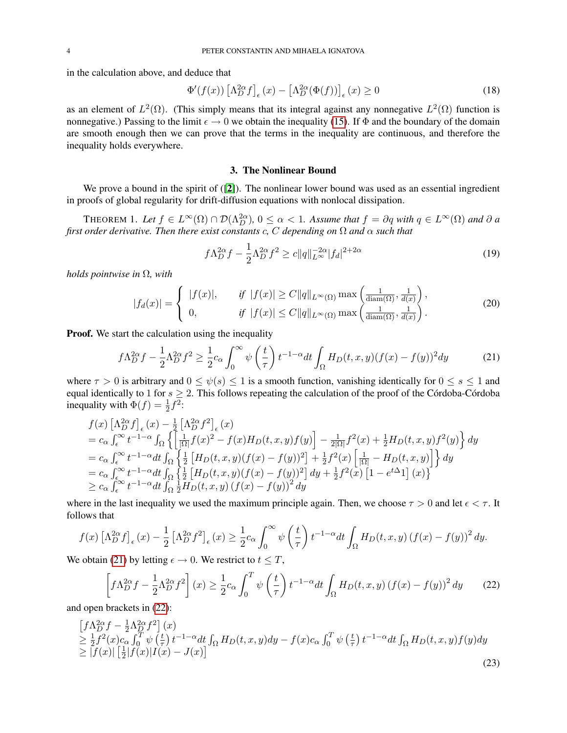in the calculation above, and deduce that

$$\Phi'(f(x))\left[\Lambda_D^{2\alpha}f\right]_\epsilon(x) - \left[\Lambda_D^{2\alpha}(\Phi(f))\right]_\epsilon(x) \geq 0 \tag{18}$$

as an element of $L^2(\Omega)$. (This simply means that its integral against any nonnegative $L^2(\Omega)$ function is nonnegative.) Passing to the limit $\epsilon \to 0$ we obtain the inequality (15). If $\Phi$ and the boundary of the domain are smooth enough then we can prove that the terms in the inequality are continuous, and therefore the inequality holds everywhere.

## 3. The Nonlinear Bound

We prove a bound in the spirit of ([2]). The nonlinear lower bound was used as an essential ingredient in proofs of global regularity for drift-diffusion equations with nonlocal dissipation.

THEOREM 1. *Let $f \in L^\infty(\Omega) \cap \mathcal{D}(\Lambda_D^{2\alpha})$, $0 \leq \alpha < 1$. Assume that $f = \partial q$ with $q \in L^\infty(\Omega)$ and $\partial$ a first order derivative. Then there exist constants $c$, $C$ depending on $\Omega$ and $\alpha$ such that*

$$f\Lambda_D^{2\alpha}f - \frac{1}{2}\Lambda_D^{2\alpha}f^2 \geq c\|q\|_{L^\infty}^{-2\alpha}|f_d|^{2+2\alpha} \tag{19}$$

*holds pointwise in $\Omega$, with*

$$|f_d(x)| = \begin{cases} |f(x)|, & \text{if } |f(x)| \geq C\|q\|_{L^\infty(\Omega)}\max\left(\frac{1}{\mathrm{diam}(\Omega)}, \frac{1}{d(x)}\right), \\ 0, & \text{if } |f(x)| \leq C\|q\|_{L^\infty(\Omega)}\max\left(\frac{1}{\mathrm{diam}(\Omega)}, \frac{1}{d(x)}\right). \end{cases} \tag{20}$$

**Proof.** We start the calculation using the inequality

$$f\Lambda_D^{2\alpha}f - \frac{1}{2}\Lambda_D^{2\alpha}f^2 \geq \frac{1}{2}c_\alpha\int_0^\infty \psi\left(\frac{t}{\tau}\right)t^{-1-\alpha}dt\int_\Omega H_D(t,x,y)(f(x)-f(y))^2dy \tag{21}$$

where $\tau > 0$ is arbitrary and $0 \leq \psi(s) \leq 1$ is a smooth function, vanishing identically for $0 \leq s \leq 1$ and equal identically to 1 for $s \geq 2$. This follows repeating the calculation of the proof of the Córdoba-Córdoba inequality with $\Phi(f) = \frac{1}{2}f^2$:

$$\begin{aligned}
&f(x)\left[\Lambda_D^{2\alpha}f\right]_\epsilon(x) - \tfrac{1}{2}\left[\Lambda_D^{2\alpha}f^2\right]_\epsilon(x) \\
&= c_\alpha\int_\epsilon^\infty t^{-1-\alpha}\int_\Omega\left\{\left[\tfrac{1}{|\Omega|}f(x)^2 - f(x)H_D(t,x,y)f(y)\right] - \tfrac{1}{2|\Omega|}f^2(x) + \tfrac{1}{2}H_D(t,x,y)f^2(y)\right\}dy \\
&= c_\alpha\int_\epsilon^\infty t^{-1-\alpha}dt\int_\Omega\left\{\tfrac{1}{2}\left[H_D(t,x,y)(f(x)-f(y))^2\right] + \tfrac{1}{2}f^2(x)\left[\tfrac{1}{|\Omega|} - H_D(t,x,y)\right]\right\}dy \\
&= c_\alpha\int_\epsilon^\infty t^{-1-\alpha}dt\int_\Omega\left\{\tfrac{1}{2}\left[H_D(t,x,y)(f(x)-f(y))^2\right]dy + \tfrac{1}{2}f^2(x)\left[1 - e^{t\Delta}1\right](x)\right\} \\
&\geq c_\alpha\int_\epsilon^\infty t^{-1-\alpha}dt\int_\Omega \tfrac{1}{2}H_D(t,x,y)\left(f(x)-f(y)\right)^2dy
\end{aligned}$$

where in the last inequality we used the maximum principle again. Then, we choose $\tau > 0$ and let $\epsilon < \tau$. It follows that

$$f(x)\left[\Lambda_D^{2\alpha}f\right]_\epsilon(x) - \frac{1}{2}\left[\Lambda_D^{2\alpha}f^2\right]_\epsilon(x) \geq \frac{1}{2}c_\alpha\int_0^\infty\psi\left(\frac{t}{\tau}\right)t^{-1-\alpha}dt\int_\Omega H_D(t,x,y)\left(f(x)-f(y)\right)^2dy.$$

We obtain (21) by letting $\epsilon \to 0$. We restrict to $t \leq T$,

$$\left[f\Lambda_D^{2\alpha}f - \frac{1}{2}\Lambda_D^{2\alpha}f^2\right](x) \geq \frac{1}{2}c_\alpha\int_0^T\psi\left(\frac{t}{\tau}\right)t^{-1-\alpha}dt\int_\Omega H_D(t,x,y)\left(f(x)-f(y)\right)^2dy \tag{22}$$

and open brackets in (22):

$$\begin{aligned}
&\left[f\Lambda_D^{2\alpha}f - \tfrac{1}{2}\Lambda_D^{2\alpha}f^2\right](x) \\
&\geq \tfrac{1}{2}f^2(x)c_\alpha\int_0^T\psi\left(\tfrac{t}{\tau}\right)t^{-1-\alpha}dt\int_\Omega H_D(t,x,y)dy - f(x)c_\alpha\int_0^T\psi\left(\tfrac{t}{\tau}\right)t^{-1-\alpha}dt\int_\Omega H_D(t,x,y)f(y)dy \\
&\geq |f(x)|\left[\tfrac{1}{2}|f(x)|I(x) - J(x)\right]
\end{aligned} \tag{23}$$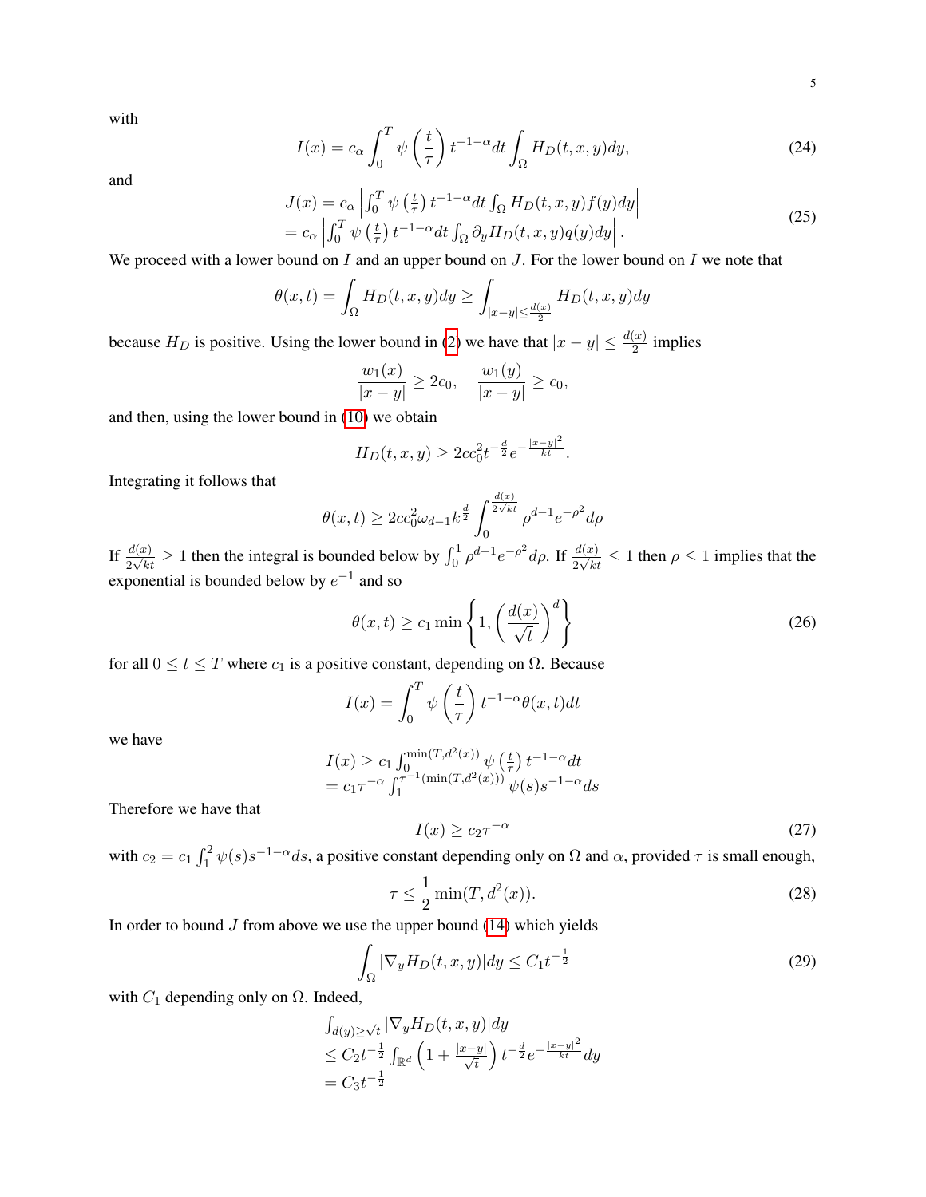with

$$I(x) = c_\alpha \int_0^T \psi\left(\frac{t}{\tau}\right) t^{-1-\alpha} dt \int_\Omega H_D(t,x,y)dy, \tag{24}$$

and

$$\begin{aligned} J(x) &= c_\alpha \left| \int_0^T \psi\left(\tfrac{t}{\tau}\right) t^{-1-\alpha} dt \int_\Omega H_D(t,x,y) f(y) dy \right| \\ &= c_\alpha \left| \int_0^T \psi\left(\tfrac{t}{\tau}\right) t^{-1-\alpha} dt \int_\Omega \partial_y H_D(t,x,y) q(y) dy \right|. \end{aligned} \tag{25}$$

We proceed with a lower bound on $I$ and an upper bound on $J$. For the lower bound on $I$ we note that

$$\theta(x,t) = \int_\Omega H_D(t,x,y)dy \geq \int_{|x-y|\leq \frac{d(x)}{2}} H_D(t,x,y)dy$$

because $H_D$ is positive. Using the lower bound in (2) we have that $|x-y| \leq \frac{d(x)}{2}$ implies

$$\frac{w_1(x)}{|x-y|} \geq 2c_0, \quad \frac{w_1(y)}{|x-y|} \geq c_0,$$

and then, using the lower bound in (10) we obtain

$$H_D(t,x,y) \geq 2cc_0^2 t^{-\frac{d}{2}} e^{-\frac{|x-y|^2}{kt}}.$$

Integrating it follows that

$$\theta(x,t) \geq 2cc_0^2 \omega_{d-1} k^{\frac{d}{2}} \int_0^{\frac{d(x)}{2\sqrt{kt}}} \rho^{d-1} e^{-\rho^2} d\rho$$

If $\frac{d(x)}{2\sqrt{kt}} \geq 1$ then the integral is bounded below by $\int_0^1 \rho^{d-1} e^{-\rho^2} d\rho$. If $\frac{d(x)}{2\sqrt{kt}} \leq 1$ then $\rho \leq 1$ implies that the exponential is bounded below by $e^{-1}$ and so

$$\theta(x,t) \geq c_1 \min\left\{1, \left(\frac{d(x)}{\sqrt{t}}\right)^d\right\} \tag{26}$$

for all $0 \leq t \leq T$ where $c_1$ is a positive constant, depending on $\Omega$. Because

$$I(x) = \int_0^T \psi\left(\frac{t}{\tau}\right) t^{-1-\alpha} \theta(x,t) dt$$

we have

$$\begin{aligned} I(x) &\geq c_1 \int_0^{\min(T,d^2(x))} \psi\left(\tfrac{t}{\tau}\right) t^{-1-\alpha} dt \\ &= c_1 \tau^{-\alpha} \int_1^{\tau^{-1}(\min(T,d^2(x)))} \psi(s) s^{-1-\alpha} ds \end{aligned}$$

Therefore we have that

$$I(x) \geq c_2 \tau^{-\alpha} \tag{27}$$

with $c_2 = c_1 \int_1^2 \psi(s) s^{-1-\alpha} ds$, a positive constant depending only on $\Omega$ and $\alpha$, provided $\tau$ is small enough,

$$\tau \leq \frac{1}{2} \min(T, d^2(x)). \tag{28}$$

In order to bound $J$ from above we use the upper bound (14) which yields

$$\int_\Omega |\nabla_y H_D(t,x,y)| dy \leq C_1 t^{-\frac{1}{2}} \tag{29}$$

with $C_1$ depending only on $\Omega$. Indeed,

$$\begin{aligned} &\int_{d(y)\geq\sqrt{t}} |\nabla_y H_D(t,x,y)| dy \\ &\leq C_2 t^{-\frac{1}{2}} \int_{\mathbb{R}^d} \left(1 + \tfrac{|x-y|}{\sqrt{t}}\right) t^{-\frac{d}{2}} e^{-\frac{|x-y|^2}{kt}} dy \\ &= C_3 t^{-\frac{1}{2}} \end{aligned}$$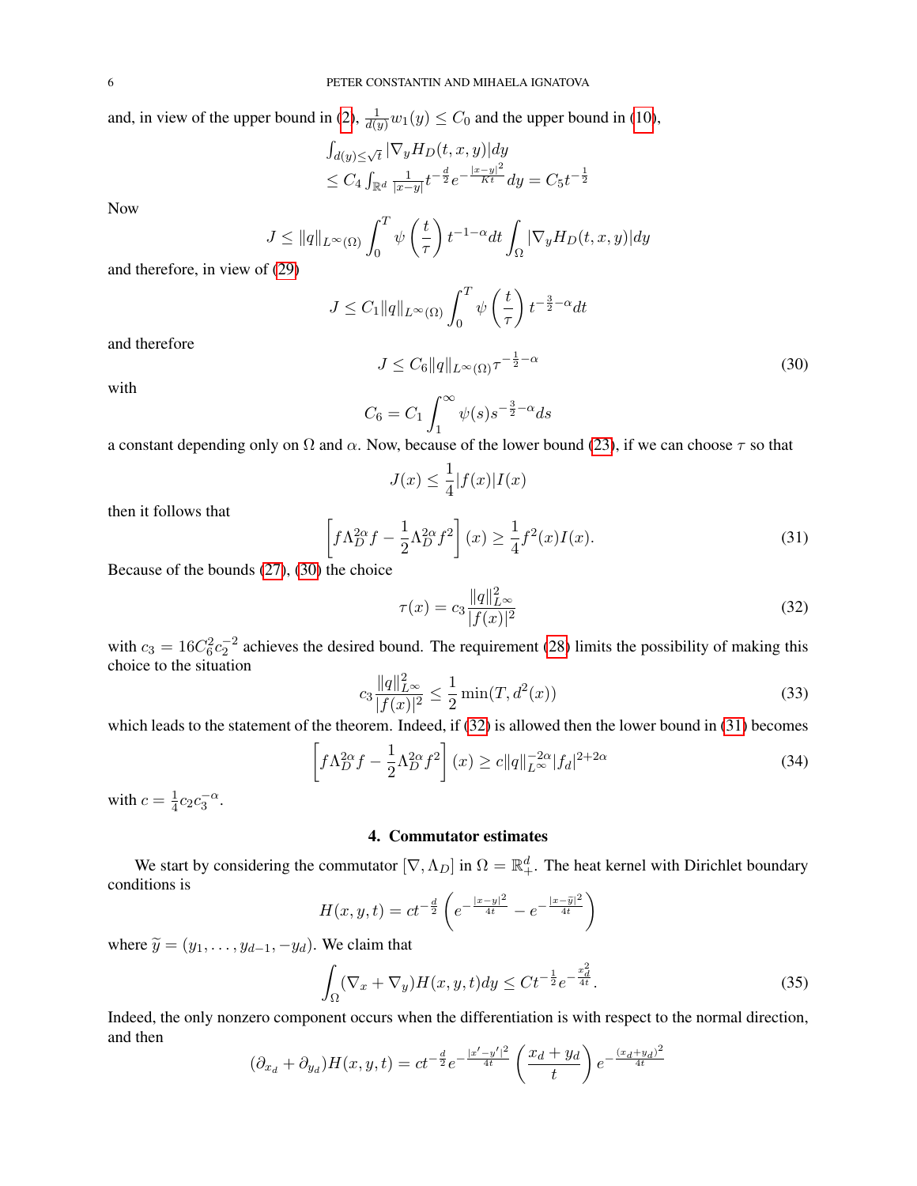and, in view of the upper bound in (2), $\frac{1}{d(y)}w_1(y) \le C_0$ and the upper bound in (10),

$$
\begin{array}{l}
\int_{d(y)\le\sqrt{t}} |\nabla_y H_D(t,x,y)|dy \\
\le C_4 \int_{\mathbb{R}^d} \frac{1}{|x-y|} t^{-\frac{d}{2}} e^{-\frac{|x-y|^2}{Kt}} dy = C_5 t^{-\frac{1}{2}}
\end{array}
$$

Now

$$
J \le \|q\|_{L^\infty(\Omega)} \int_0^T \psi\left(\frac{t}{\tau}\right) t^{-1-\alpha} dt \int_\Omega |\nabla_y H_D(t,x,y)|dy
$$

and therefore, in view of (29)

$$
J \le C_1 \|q\|_{L^\infty(\Omega)} \int_0^T \psi\left(\frac{t}{\tau}\right) t^{-\frac{3}{2}-\alpha} dt
$$

and therefore

$$
J \le C_6 \|q\|_{L^\infty(\Omega)} \tau^{-\frac{1}{2}-\alpha} \tag{30}
$$

with

$$
C_6 = C_1 \int_1^\infty \psi(s) s^{-\frac{3}{2}-\alpha} ds
$$

a constant depending only on $\Omega$ and $\alpha$. Now, because of the lower bound (23), if we can choose $\tau$ so that

$$
J(x) \le \frac{1}{4}|f(x)|I(x)
$$

then it follows that

$$
\left[f\Lambda_D^{2\alpha} f - \frac{1}{2}\Lambda_D^{2\alpha} f^2\right](x) \ge \frac{1}{4} f^2(x) I(x). \tag{31}
$$

Because of the bounds (27), (30) the choice

$$
\tau(x) = c_3 \frac{\|q\|_{L^\infty}^2}{|f(x)|^2} \tag{32}
$$

with $c_3 = 16C_6^2 c_2^{-2}$ achieves the desired bound. The requirement (28) limits the possibility of making this choice to the situation

$$
c_3 \frac{\|q\|_{L^\infty}^2}{|f(x)|^2} \le \frac{1}{2}\min(T, d^2(x)) \tag{33}
$$

which leads to the statement of the theorem. Indeed, if (32) is allowed then the lower bound in (31) becomes

$$
\left[f\Lambda_D^{2\alpha} f - \frac{1}{2}\Lambda_D^{2\alpha} f^2\right](x) \ge c\|q\|_{L^\infty}^{-2\alpha} |f_d|^{2+2\alpha} \tag{34}
$$

with $c = \frac{1}{4}c_2 c_3^{-\alpha}$.

## 4. Commutator estimates

We start by considering the commutator $[\nabla, \Lambda_D]$ in $\Omega = \mathbb{R}^d_+$. The heat kernel with Dirichlet boundary conditions is

$$
H(x,y,t) = ct^{-\frac{d}{2}}\left(e^{-\frac{|x-y|^2}{4t}} - e^{-\frac{|x-\widetilde{y}|^2}{4t}}\right)
$$

where $\widetilde{y} = (y_1, \dots, y_{d-1}, -y_d)$. We claim that

$$
\int_\Omega (\nabla_x + \nabla_y) H(x,y,t) dy \le Ct^{-\frac{1}{2}} e^{-\frac{x_d^2}{4t}}. \tag{35}
$$

Indeed, the only nonzero component occurs when the differentiation is with respect to the normal direction, and then

$$
(\partial_{x_d} + \partial_{y_d}) H(x,y,t) = ct^{-\frac{d}{2}} e^{-\frac{|x'-y'|^2}{4t}} \left(\frac{x_d + y_d}{t}\right) e^{-\frac{(x_d+y_d)^2}{4t}}
$$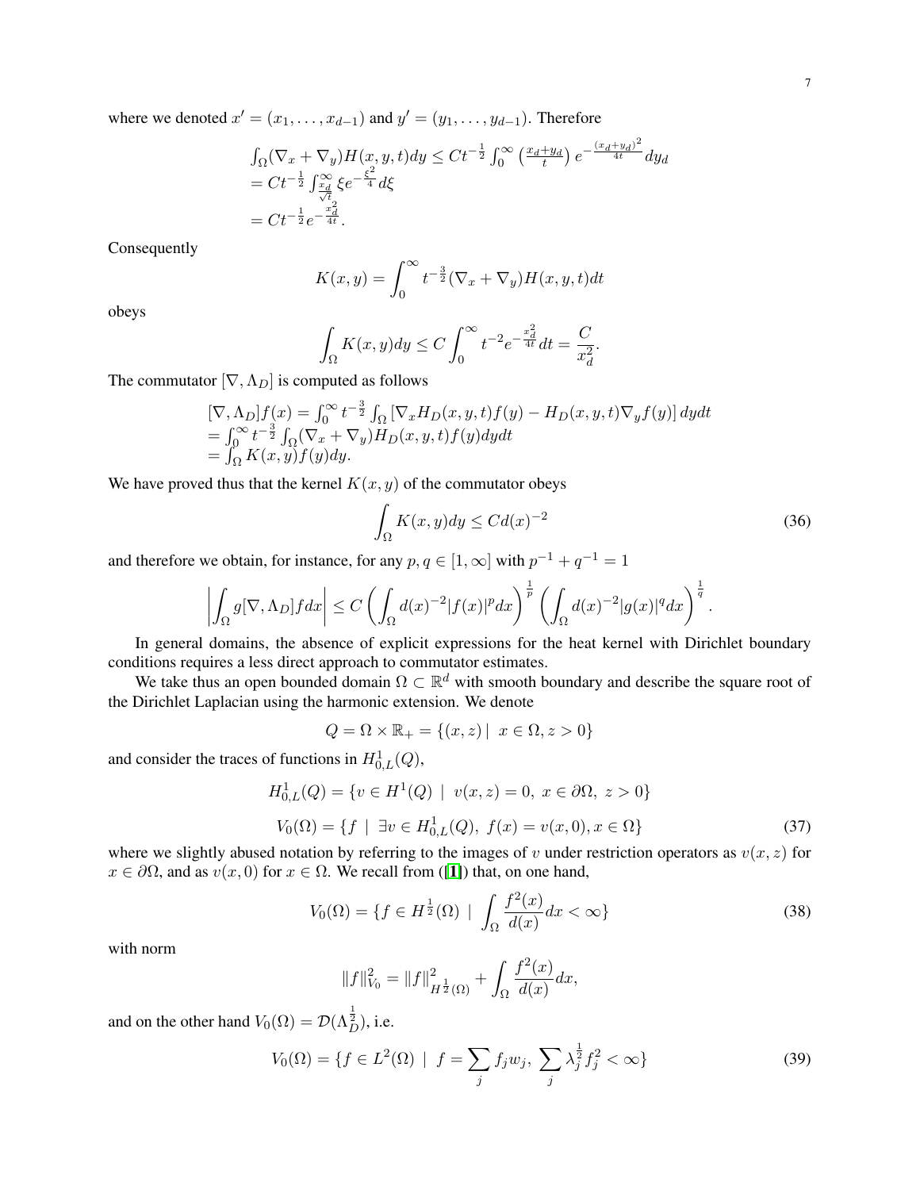where we denoted $x' = (x_1, \dots, x_{d-1})$ and $y' = (y_1, \dots, y_{d-1})$. Therefore

$$
\begin{aligned}
&\int_\Omega (\nabla_x + \nabla_y) H(x,y,t) dy \le C t^{-\frac{1}{2}} \int_0^\infty \left(\frac{x_d + y_d}{t}\right) e^{-\frac{(x_d+y_d)^2}{4t}} dy_d \\
&= C t^{-\frac{1}{2}} \int_{\frac{x_d}{\sqrt{t}}}^\infty \xi e^{-\frac{\xi^2}{4}} d\xi \\
&= C t^{-\frac{1}{2}} e^{-\frac{x_d^2}{4t}}.
\end{aligned}
$$

Consequently

$$
K(x,y) = \int_0^\infty t^{-\frac{3}{2}} (\nabla_x + \nabla_y) H(x,y,t) dt
$$

obeys

$$
\int_\Omega K(x,y) dy \le C \int_0^\infty t^{-2} e^{-\frac{x_d^2}{4t}} dt = \frac{C}{x_d^2}.
$$

The commutator $[\nabla, \Lambda_D]$ is computed as follows

$$
\begin{aligned}
&[\nabla, \Lambda_D] f(x) = \int_0^\infty t^{-\frac{3}{2}} \int_\Omega \left[\nabla_x H_D(x,y,t) f(y) - H_D(x,y,t) \nabla_y f(y)\right] dy dt \\
&= \int_0^\infty t^{-\frac{3}{2}} \int_\Omega (\nabla_x + \nabla_y) H_D(x,y,t) f(y) dy dt \\
&= \int_\Omega K(x,y) f(y) dy.
\end{aligned}
$$

We have proved thus that the kernel $K(x,y)$ of the commutator obeys

$$
\int_\Omega K(x,y) dy \le C d(x)^{-2} \tag{36}
$$

and therefore we obtain, for instance, for any $p, q \in [1, \infty]$ with $p^{-1} + q^{-1} = 1$

$$
\left| \int_\Omega g [\nabla, \Lambda_D] f dx \right| \le C \left( \int_\Omega d(x)^{-2} |f(x)|^p dx \right)^{\frac{1}{p}} \left( \int_\Omega d(x)^{-2} |g(x)|^q dx \right)^{\frac{1}{q}}.
$$

In general domains, the absence of explicit expressions for the heat kernel with Dirichlet boundary conditions requires a less direct approach to commutator estimates.

We take thus an open bounded domain $\Omega \subset \mathbb{R}^d$ with smooth boundary and describe the square root of the Dirichlet Laplacian using the harmonic extension. We denote

$$
Q = \Omega \times \mathbb{R}_+ = \{(x,z) \mid \ x \in \Omega, z > 0\}
$$

and consider the traces of functions in $H^1_{0,L}(Q)$,

$$
H^1_{0,L}(Q) = \{v \in H^1(Q) \ \mid \ v(x,z) = 0, \ x \in \partial\Omega, \ z > 0\}
$$

$$
V_0(\Omega) = \{f \ \mid \ \exists v \in H^1_{0,L}(Q), \ f(x) = v(x,0), x \in \Omega\} \tag{37}
$$

where we slightly abused notation by referring to the images of $v$ under restriction operators as $v(x,z)$ for $x \in \partial\Omega$, and as $v(x,0)$ for $x \in \Omega$. We recall from ([1]) that, on one hand,

$$
V_0(\Omega) = \{f \in H^{\frac{1}{2}}(\Omega) \ \mid \ \int_\Omega \frac{f^2(x)}{d(x)} dx < \infty\} \tag{38}
$$

with norm

$$
\|f\|^2_{V_0} = \|f\|^2_{H^{\frac{1}{2}}(\Omega)} + \int_\Omega \frac{f^2(x)}{d(x)} dx,
$$

and on the other hand $V_0(\Omega) = \mathcal{D}(\Lambda_D^{\frac{1}{2}})$, i.e.

$$
V_0(\Omega) = \{f \in L^2(\Omega) \ \mid \ f = \sum_j f_j w_j, \ \sum_j \lambda_j^{\frac{1}{2}} f_j^2 < \infty\} \tag{39}
$$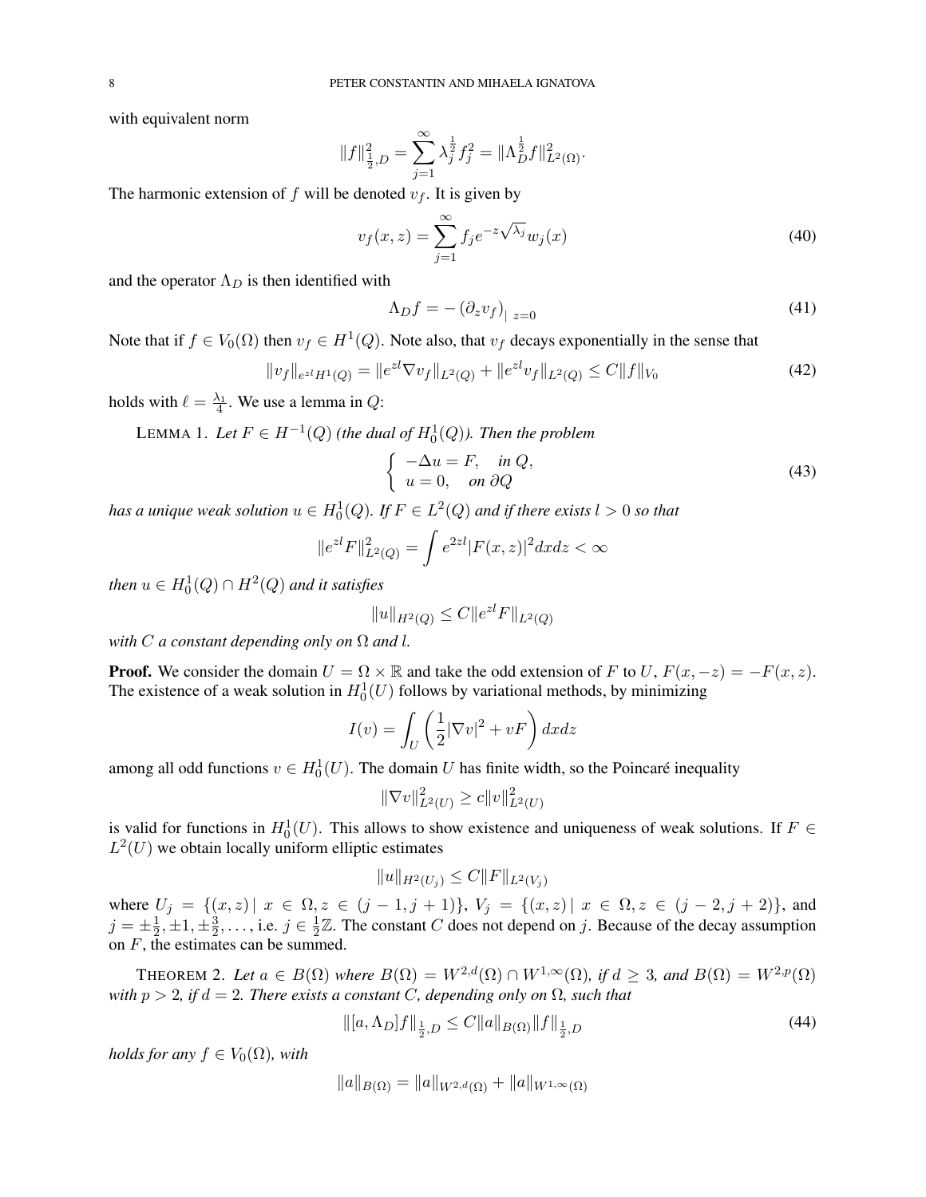with equivalent norm

$$\|f\|^2_{\frac{1}{2},D} = \sum_{j=1}^{\infty} \lambda_j^{\frac{1}{2}} f_j^2 = \|\Lambda_D^{\frac{1}{2}} f\|^2_{L^2(\Omega)}.$$

The harmonic extension of $f$ will be denoted $v_f$. It is given by

$$v_f(x,z) = \sum_{j=1}^{\infty} f_j e^{-z\sqrt{\lambda_j}} w_j(x) \tag{40}$$

and the operator $\Lambda_D$ is then identified with

$$\Lambda_D f = -\left(\partial_z v_f\right)_{|\ z=0} \tag{41}$$

Note that if $f \in V_0(\Omega)$ then $v_f \in H^1(Q)$. Note also, that $v_f$ decays exponentially in the sense that

$$\|v_f\|_{e^{zl}H^1(Q)} = \|e^{zl}\nabla v_f\|_{L^2(Q)} + \|e^{zl}v_f\|_{L^2(Q)} \le C\|f\|_{V_0} \tag{42}$$

holds with $\ell = \frac{\lambda_1}{4}$. We use a lemma in $Q$:

LEMMA 1. *Let $F \in H^{-1}(Q)$ (the dual of $H_0^1(Q)$). Then the problem*

$$\begin{cases} -\Delta u = F, & \text{in } Q, \\ u = 0, & \text{on } \partial Q \end{cases} \tag{43}$$

*has a unique weak solution $u \in H_0^1(Q)$. If $F \in L^2(Q)$ and if there exists $l > 0$ so that*

$$\|e^{zl}F\|^2_{L^2(Q)} = \int e^{2zl}|F(x,z)|^2 dxdz < \infty$$

*then $u \in H_0^1(Q) \cap H^2(Q)$ and it satisfies*

$$\|u\|_{H^2(Q)} \le C\|e^{zl}F\|_{L^2(Q)}$$

*with $C$ a constant depending only on $\Omega$ and $l$.*

**Proof.** We consider the domain $U = \Omega \times \mathbb{R}$ and take the odd extension of $F$ to $U$, $F(x,-z) = -F(x,z)$. The existence of a weak solution in $H_0^1(U)$ follows by variational methods, by minimizing

$$I(v) = \int_U \left(\frac{1}{2}|\nabla v|^2 + vF\right) dxdz$$

among all odd functions $v \in H_0^1(U)$. The domain $U$ has finite width, so the Poincaré inequality

$$\|\nabla v\|^2_{L^2(U)} \ge c\|v\|^2_{L^2(U)}$$

is valid for functions in $H_0^1(U)$. This allows to show existence and uniqueness of weak solutions. If $F \in L^2(U)$ we obtain locally uniform elliptic estimates

$$\|u\|_{H^2(U_j)} \le C\|F\|_{L^2(V_j)}$$

where $U_j = \{(x,z) \mid x \in \Omega, z \in (j-1, j+1)\}$, $V_j = \{(x,z) \mid x \in \Omega, z \in (j-2, j+2)\}$, and $j = \pm\frac{1}{2}, \pm 1, \pm\frac{3}{2}, \dots$, i.e. $j \in \frac{1}{2}\mathbb{Z}$. The constant $C$ does not depend on $j$. Because of the decay assumption on $F$, the estimates can be summed.

THEOREM 2. *Let $a \in B(\Omega)$ where $B(\Omega) = W^{2,d}(\Omega) \cap W^{1,\infty}(\Omega)$, if $d \ge 3$, and $B(\Omega) = W^{2,p}(\Omega)$ with $p > 2$, if $d = 2$. There exists a constant $C$, depending only on $\Omega$, such that*

$$\|[a, \Lambda_D]f\|_{\frac{1}{2},D} \le C\|a\|_{B(\Omega)}\|f\|_{\frac{1}{2},D} \tag{44}$$

*holds for any $f \in V_0(\Omega)$, with*

$$\|a\|_{B(\Omega)} = \|a\|_{W^{2,d}(\Omega)} + \|a\|_{W^{1,\infty}(\Omega)}$$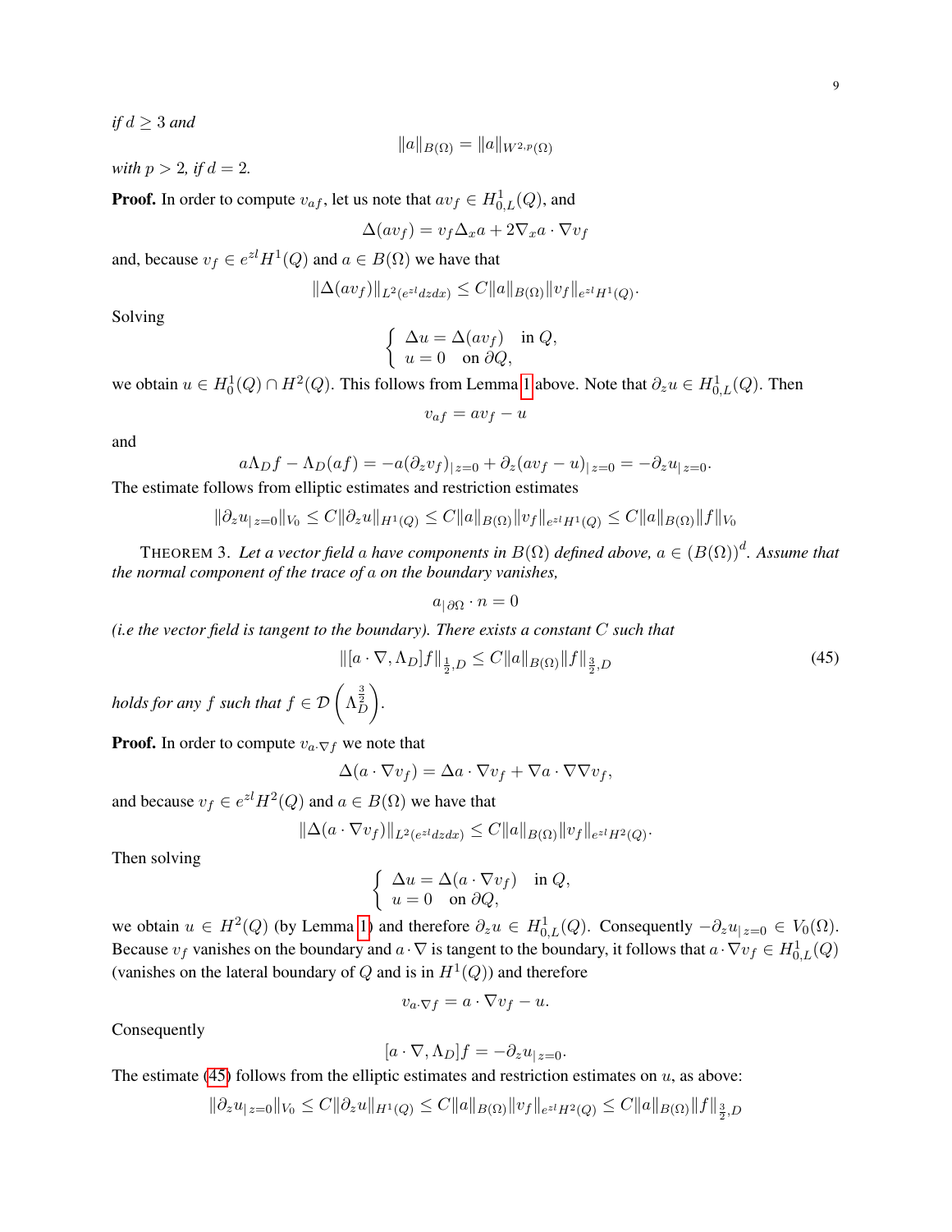*if $d \geq 3$ and*

$$\|a\|_{B(\Omega)} = \|a\|_{W^{2,p}(\Omega)}$$

*with $p > 2$, if $d = 2$.*

**Proof.** In order to compute $v_{af}$, let us note that $av_f \in H^1_{0,L}(Q)$, and

$$\Delta(av_f) = v_f \Delta_x a + 2\nabla_x a \cdot \nabla v_f$$

and, because $v_f \in e^{zl}H^1(Q)$ and $a \in B(\Omega)$ we have that

$$\|\Delta(av_f)\|_{L^2(e^{zl}dzdx)} \leq C\|a\|_{B(\Omega)}\|v_f\|_{e^{zl}H^1(Q)}.$$

Solving

$$\begin{cases} \Delta u = \Delta(av_f) & \text{in } Q, \\ u = 0 & \text{on } \partial Q, \end{cases}$$

we obtain $u \in H^1_0(Q) \cap H^2(Q)$. This follows from Lemma 1 above. Note that $\partial_z u \in H^1_{0,L}(Q)$. Then

$$v_{af} = av_f - u$$

and

$$a\Lambda_D f - \Lambda_D(af) = -a(\partial_z v_f)_{|\, z=0} + \partial_z(av_f - u)_{|\, z=0} = -\partial_z u_{|\, z=0}.$$

The estimate follows from elliptic estimates and restriction estimates

$$\|\partial_z u_{|\, z=0}\|_{V_0} \leq C\|\partial_z u\|_{H^1(Q)} \leq C\|a\|_{B(\Omega)}\|v_f\|_{e^{zl}H^1(Q)} \leq C\|a\|_{B(\Omega)}\|f\|_{V_0}$$

THEOREM 3. *Let a vector field $a$ have components in $B(\Omega)$ defined above, $a \in (B(\Omega))^d$. Assume that the normal component of the trace of $a$ on the boundary vanishes,*

$$a_{|\,\partial\Omega} \cdot n = 0$$

*(i.e the vector field is tangent to the boundary). There exists a constant $C$ such that*

$$\|[a \cdot \nabla, \Lambda_D]f\|_{\frac{1}{2},D} \leq C\|a\|_{B(\Omega)}\|f\|_{\frac{3}{2},D} \tag{45}$$

*holds for any $f$ such that $f \in \mathcal{D}\left(\Lambda_D^{\frac{3}{2}}\right)$.*

**Proof.** In order to compute $v_{a\cdot\nabla f}$ we note that

$$\Delta(a \cdot \nabla v_f) = \Delta a \cdot \nabla v_f + \nabla a \cdot \nabla\nabla v_f,$$

and because $v_f \in e^{zl}H^2(Q)$ and $a \in B(\Omega)$ we have that

$$\|\Delta(a \cdot \nabla v_f)\|_{L^2(e^{zl}dzdx)} \leq C\|a\|_{B(\Omega)}\|v_f\|_{e^{zl}H^2(Q)}.$$

Then solving

$$\begin{cases} \Delta u = \Delta(a \cdot \nabla v_f) & \text{in } Q, \\ u = 0 & \text{on } \partial Q, \end{cases}$$

we obtain $u \in H^2(Q)$ (by Lemma 1) and therefore $\partial_z u \in H^1_{0,L}(Q)$. Consequently $-\partial_z u_{|\, z=0} \in V_0(\Omega)$. Because $v_f$ vanishes on the boundary and $a \cdot \nabla$ is tangent to the boundary, it follows that $a \cdot \nabla v_f \in H^1_{0,L}(Q)$ (vanishes on the lateral boundary of $Q$ and is in $H^1(Q)$) and therefore

$$v_{a\cdot\nabla f} = a \cdot \nabla v_f - u.$$

Consequently

$$[a \cdot \nabla, \Lambda_D]f = -\partial_z u_{|\, z=0}.$$

The estimate (45) follows from the elliptic estimates and restriction estimates on $u$, as above:

$$\|\partial_z u_{|\, z=0}\|_{V_0} \leq C\|\partial_z u\|_{H^1(Q)} \leq C\|a\|_{B(\Omega)}\|v_f\|_{e^{zl}H^2(Q)} \leq C\|a\|_{B(\Omega)}\|f\|_{\frac{3}{2},D}$$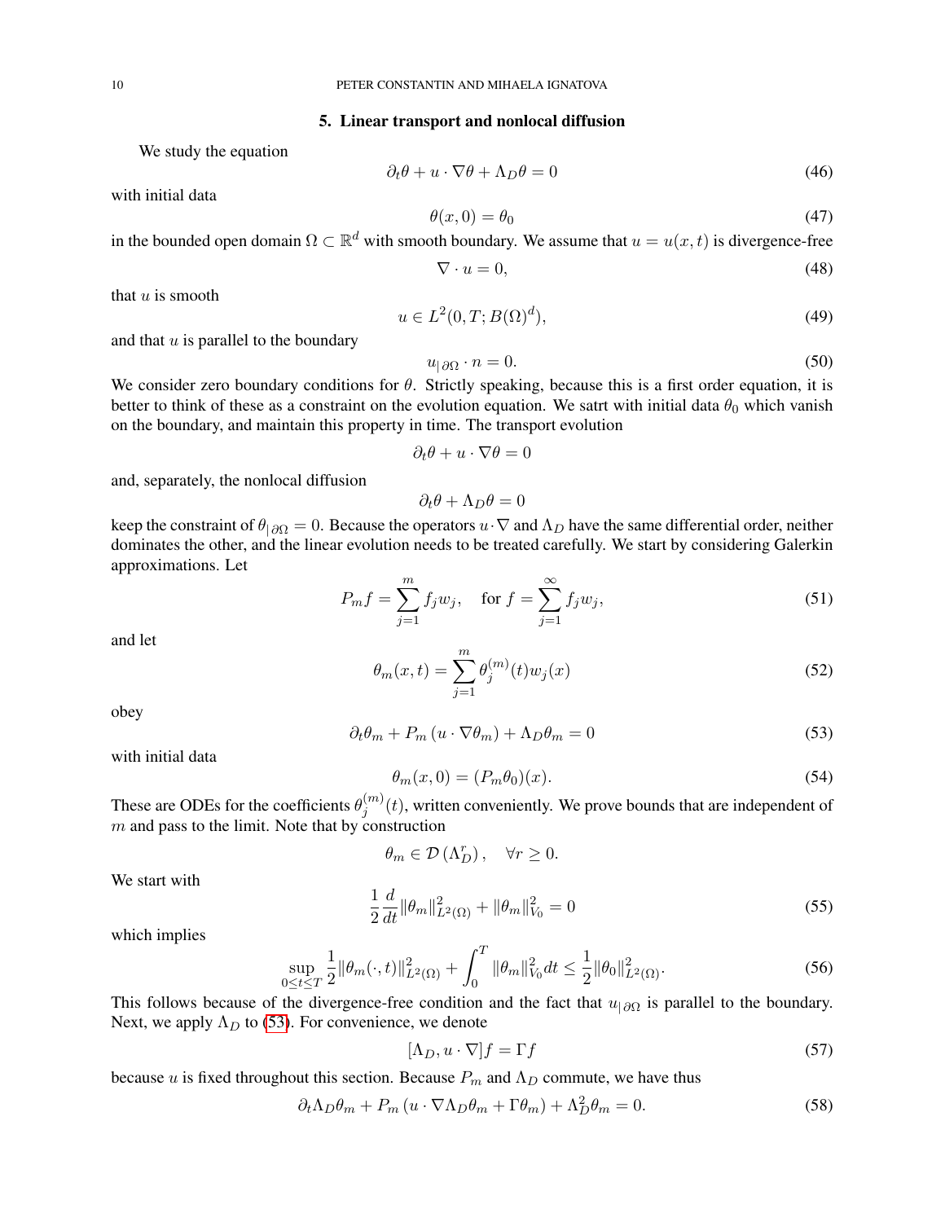## 5. Linear transport and nonlocal diffusion

We study the equation

$$\partial_t \theta + u \cdot \nabla \theta + \Lambda_D \theta = 0 \tag{46}$$

with initial data

$$\theta(x, 0) = \theta_0 \tag{47}$$

in the bounded open domain $\Omega \subset \mathbb{R}^d$ with smooth boundary. We assume that $u = u(x,t)$ is divergence-free

$$\nabla \cdot u = 0, \tag{48}$$

that $u$ is smooth

$$u \in L^2(0, T; B(\Omega)^d), \tag{49}$$

and that $u$ is parallel to the boundary

$$u_{|\,\partial\Omega} \cdot n = 0. \tag{50}$$

We consider zero boundary conditions for $\theta$. Strictly speaking, because this is a first order equation, it is better to think of these as a constraint on the evolution equation. We satrt with initial data $\theta_0$ which vanish on the boundary, and maintain this property in time. The transport evolution

$$\partial_t \theta + u \cdot \nabla \theta = 0$$

and, separately, the nonlocal diffusion

$$\partial_t \theta + \Lambda_D \theta = 0$$

keep the constraint of $\theta_{|\,\partial\Omega} = 0$. Because the operators $u \cdot \nabla$ and $\Lambda_D$ have the same differential order, neither dominates the other, and the linear evolution needs to be treated carefully. We start by considering Galerkin approximations. Let

$$P_m f = \sum_{j=1}^{m} f_j w_j, \quad \text{for } f = \sum_{j=1}^{\infty} f_j w_j, \tag{51}$$

and let

$$\theta_m(x,t) = \sum_{j=1}^{m} \theta_j^{(m)}(t) w_j(x) \tag{52}$$

obey

$$\partial_t \theta_m + P_m \left( u \cdot \nabla \theta_m \right) + \Lambda_D \theta_m = 0 \tag{53}$$

with initial data

$$\theta_m(x, 0) = (P_m \theta_0)(x). \tag{54}$$

These are ODEs for the coefficients $\theta_j^{(m)}(t)$, written conveniently. We prove bounds that are independent of $m$ and pass to the limit. Note that by construction

$$\theta_m \in \mathcal{D}\left(\Lambda_D^r\right), \quad \forall r \geq 0.$$

We start with

$$\frac{1}{2} \frac{d}{dt} \|\theta_m\|^2_{L^2(\Omega)} + \|\theta_m\|^2_{V_0} = 0 \tag{55}$$

which implies

$$\sup_{0 \leq t \leq T} \frac{1}{2} \|\theta_m(\cdot, t)\|^2_{L^2(\Omega)} + \int_0^T \|\theta_m\|^2_{V_0} dt \leq \frac{1}{2} \|\theta_0\|^2_{L^2(\Omega)}. \tag{56}$$

This follows because of the divergence-free condition and the fact that $u_{|\,\partial\Omega}$ is parallel to the boundary. Next, we apply $\Lambda_D$ to (53). For convenience, we denote

$$[\Lambda_D, u \cdot \nabla] f = \Gamma f \tag{57}$$

because $u$ is fixed throughout this section. Because $P_m$ and $\Lambda_D$ commute, we have thus

$$\partial_t \Lambda_D \theta_m + P_m \left( u \cdot \nabla \Lambda_D \theta_m + \Gamma \theta_m \right) + \Lambda_D^2 \theta_m = 0. \tag{58}$$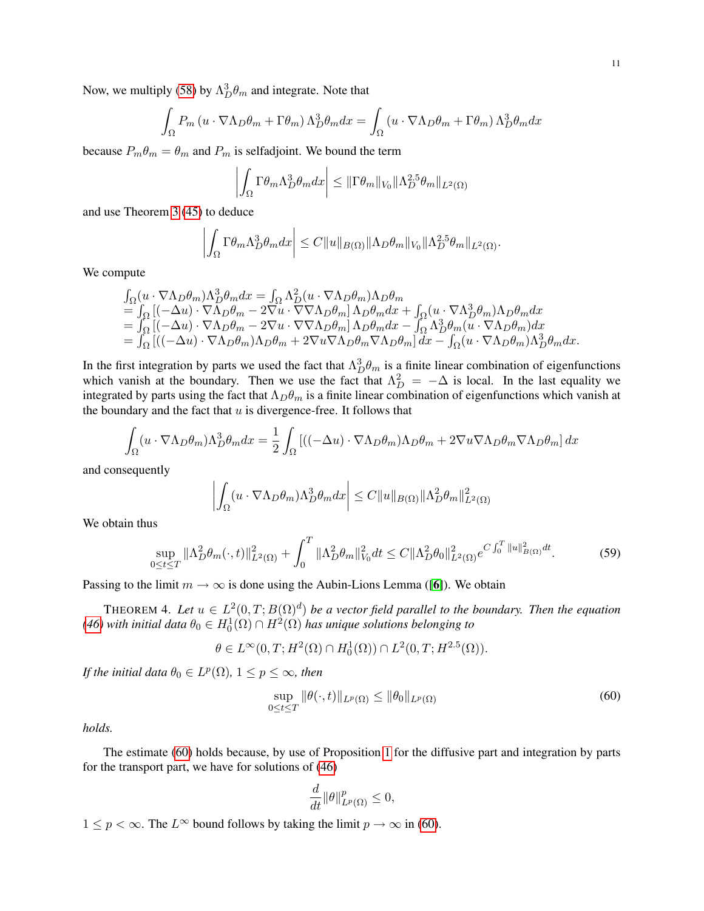Now, we multiply (58) by $\Lambda_D^3\theta_m$ and integrate. Note that

$$\int_\Omega P_m\left(u\cdot\nabla\Lambda_D\theta_m + \Gamma\theta_m\right)\Lambda_D^3\theta_m dx = \int_\Omega \left(u\cdot\nabla\Lambda_D\theta_m + \Gamma\theta_m\right)\Lambda_D^3\theta_m dx$$

because $P_m\theta_m = \theta_m$ and $P_m$ is selfadjoint. We bound the term

$$\left|\int_\Omega \Gamma\theta_m\Lambda_D^3\theta_m dx\right| \le \|\Gamma\theta_m\|_{V_0}\|\Lambda_D^{2.5}\theta_m\|_{L^2(\Omega)}$$

and use Theorem 3 (45) to deduce

$$\left|\int_\Omega \Gamma\theta_m\Lambda_D^3\theta_m dx\right| \le C\|u\|_{B(\Omega)}\|\Lambda_D\theta_m\|_{V_0}\|\Lambda_D^{2.5}\theta_m\|_{L^2(\Omega)}.$$

We compute

$$\begin{aligned}
&\textstyle\int_\Omega(u\cdot\nabla\Lambda_D\theta_m)\Lambda_D^3\theta_m dx = \int_\Omega \Lambda_D^2(u\cdot\nabla\Lambda_D\theta_m)\Lambda_D\theta_m\\
&= \textstyle\int_\Omega\left[(-\Delta u)\cdot\nabla\Lambda_D\theta_m - 2\nabla u\cdot\nabla\nabla\Lambda_D\theta_m\right]\Lambda_D\theta_m dx + \int_\Omega(u\cdot\nabla\Lambda_D^3\theta_m)\Lambda_D\theta_m dx\\
&= \textstyle\int_\Omega\left[(-\Delta u)\cdot\nabla\Lambda_D\theta_m - 2\nabla u\cdot\nabla\nabla\Lambda_D\theta_m\right]\Lambda_D\theta_m dx - \int_\Omega\Lambda_D^3\theta_m(u\cdot\nabla\Lambda_D\theta_m)dx\\
&= \textstyle\int_\Omega\left[((-\Delta u)\cdot\nabla\Lambda_D\theta_m)\Lambda_D\theta_m + 2\nabla u\nabla\Lambda_D\theta_m\nabla\Lambda_D\theta_m\right]dx - \int_\Omega(u\cdot\nabla\Lambda_D\theta_m)\Lambda_D^3\theta_m dx.
\end{aligned}$$

In the first integration by parts we used the fact that $\Lambda_D^3\theta_m$ is a finite linear combination of eigenfunctions which vanish at the boundary. Then we use the fact that $\Lambda_D^2 = -\Delta$ is local. In the last equality we integrated by parts using the fact that $\Lambda_D\theta_m$ is a finite linear combination of eigenfunctions which vanish at the boundary and the fact that $u$ is divergence-free. It follows that

$$\int_\Omega(u\cdot\nabla\Lambda_D\theta_m)\Lambda_D^3\theta_m dx = \frac{1}{2}\int_\Omega\left[((-\Delta u)\cdot\nabla\Lambda_D\theta_m)\Lambda_D\theta_m + 2\nabla u\nabla\Lambda_D\theta_m\nabla\Lambda_D\theta_m\right]dx$$

and consequently

$$\left|\int_\Omega(u\cdot\nabla\Lambda_D\theta_m)\Lambda_D^3\theta_m dx\right| \le C\|u\|_{B(\Omega)}\|\Lambda_D^2\theta_m\|^2_{L^2(\Omega)}$$

We obtain thus

$$\sup_{0\le t\le T}\|\Lambda_D^2\theta_m(\cdot,t)\|^2_{L^2(\Omega)} + \int_0^T\|\Lambda_D^2\theta_m\|^2_{V_0}dt \le C\|\Lambda_D^2\theta_0\|^2_{L^2(\Omega)}e^{C\int_0^T\|u\|^2_{B(\Omega)}dt}. \tag{59}$$

Passing to the limit $m\to\infty$ is done using the Aubin-Lions Lemma ([6]). We obtain

THEOREM 4. *Let $u\in L^2(0,T;B(\Omega)^d)$ be a vector field parallel to the boundary. Then the equation (46) with initial data $\theta_0\in H_0^1(\Omega)\cap H^2(\Omega)$ has unique solutions belonging to*

$$\theta\in L^\infty(0,T;H^2(\Omega)\cap H_0^1(\Omega))\cap L^2(0,T;H^{2.5}(\Omega)).$$

*If the initial data $\theta_0\in L^p(\Omega)$, $1\le p\le\infty$, then*

$$\sup_{0\le t\le T}\|\theta(\cdot,t)\|_{L^p(\Omega)} \le \|\theta_0\|_{L^p(\Omega)} \tag{60}$$

*holds.*

The estimate (60) holds because, by use of Proposition 1 for the diffusive part and integration by parts for the transport part, we have for solutions of (46)

$$\frac{d}{dt}\|\theta\|^p_{L^p(\Omega)} \le 0,$$

$1\le p<\infty$. The $L^\infty$ bound follows by taking the limit $p\to\infty$ in (60).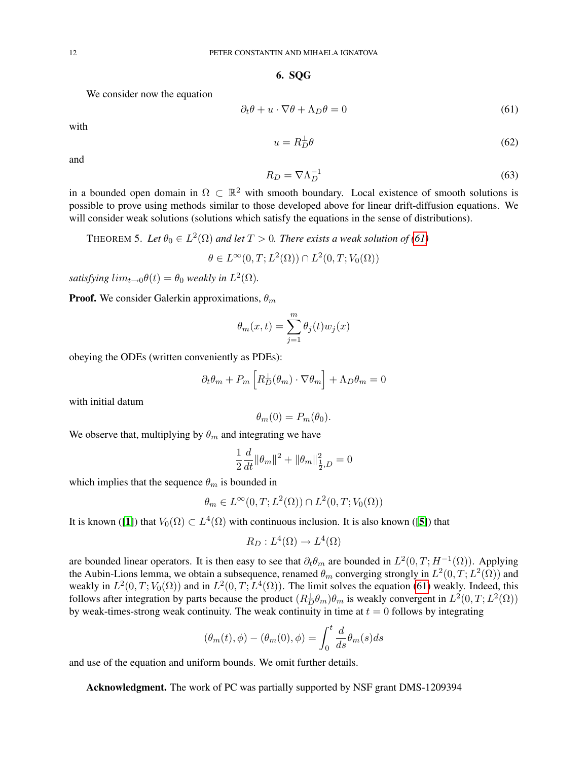## 6. SQG

We consider now the equation

$$\partial_t \theta + u \cdot \nabla \theta + \Lambda_D \theta = 0 \tag{61}$$

with

$$u = R_D^{\perp} \theta \tag{62}$$

and

$$R_D = \nabla \Lambda_D^{-1} \tag{63}$$

in a bounded open domain in $\Omega \subset \mathbb{R}^2$ with smooth boundary. Local existence of smooth solutions is possible to prove using methods similar to those developed above for linear drift-diffusion equations. We will consider weak solutions (solutions which satisfy the equations in the sense of distributions).

THEOREM 5. *Let $\theta_0 \in L^2(\Omega)$ and let $T > 0$. There exists a weak solution of (61)*

$$\theta \in L^\infty(0,T; L^2(\Omega)) \cap L^2(0,T; V_0(\Omega))$$

*satisfying $lim_{t\to 0}\theta(t) = \theta_0$ weakly in $L^2(\Omega)$.*

**Proof.** We consider Galerkin approximations, $\theta_m$

$$\theta_m(x,t) = \sum_{j=1}^{m} \theta_j(t) w_j(x)$$

obeying the ODEs (written conveniently as PDEs):

$$\partial_t \theta_m + P_m \left[ R_D^{\perp}(\theta_m) \cdot \nabla \theta_m \right] + \Lambda_D \theta_m = 0$$

with initial datum

$$\theta_m(0) = P_m(\theta_0).$$

We observe that, multiplying by $\theta_m$ and integrating we have

$$\frac{1}{2}\frac{d}{dt}\|\theta_m\|^2 + \|\theta_m\|^2_{\frac{1}{2},D} = 0$$

which implies that the sequence $\theta_m$ is bounded in

$$\theta_m \in L^\infty(0,T; L^2(\Omega)) \cap L^2(0,T; V_0(\Omega))$$

It is known ([1]) that $V_0(\Omega) \subset L^4(\Omega)$ with continuous inclusion. It is also known ([5]) that

$$R_D : L^4(\Omega) \to L^4(\Omega)$$

are bounded linear operators. It is then easy to see that $\partial_t \theta_m$ are bounded in $L^2(0,T; H^{-1}(\Omega))$. Applying the Aubin-Lions lemma, we obtain a subsequence, renamed $\theta_m$ converging strongly in $L^2(0,T; L^2(\Omega))$ and weakly in $L^2(0,T; V_0(\Omega))$ and in $L^2(0,T; L^4(\Omega))$. The limit solves the equation (61) weakly. Indeed, this follows after integration by parts because the product $(R_D^{\perp}\theta_m)\theta_m$ is weakly convergent in $L^2(0,T; L^2(\Omega))$ by weak-times-strong weak continuity. The weak continuity in time at $t = 0$ follows by integrating

$$(\theta_m(t), \phi) - (\theta_m(0), \phi) = \int_0^t \frac{d}{ds}\theta_m(s) ds$$

and use of the equation and uniform bounds. We omit further details.

**Acknowledgment.** The work of PC was partially supported by NSF grant DMS-1209394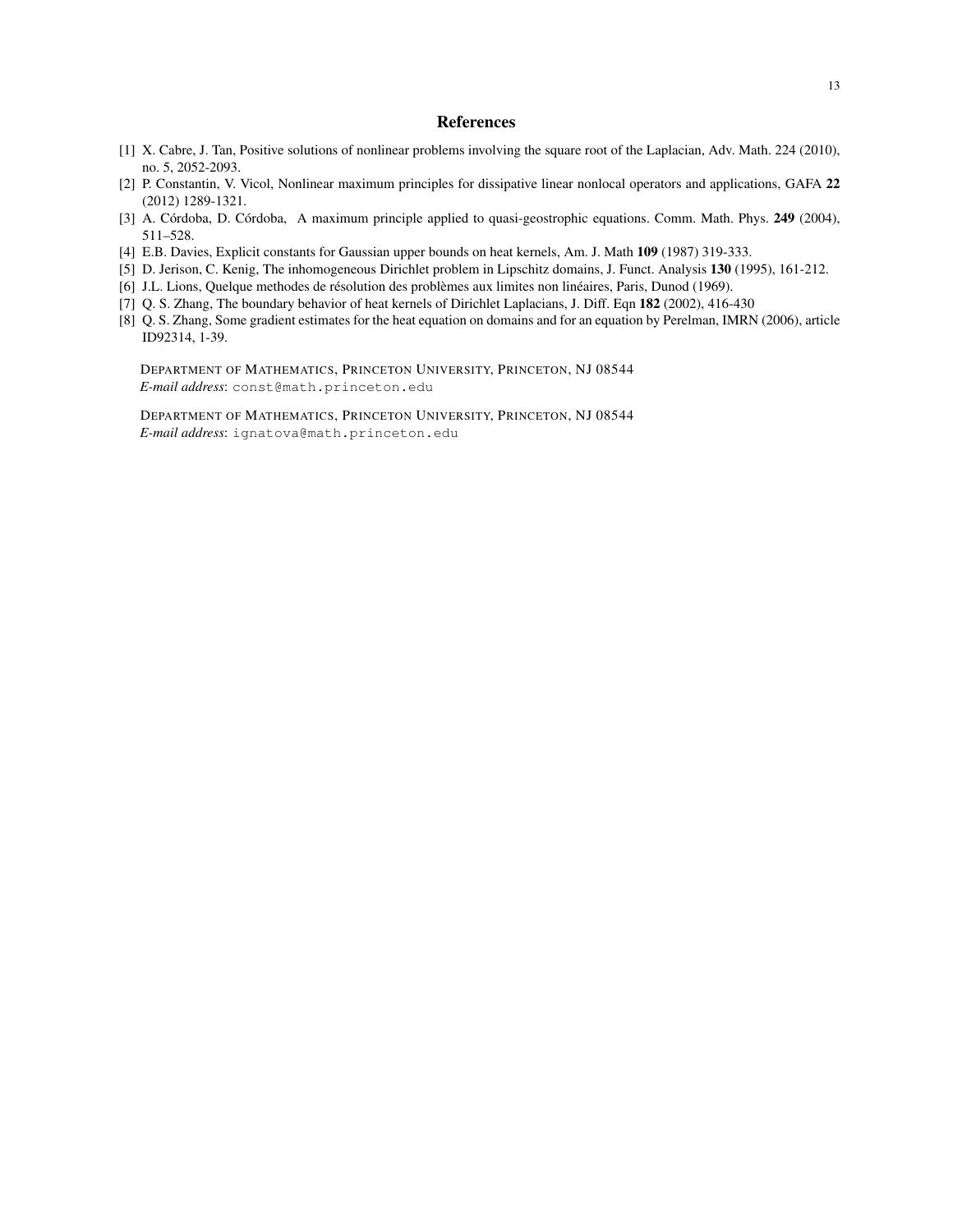## References

[1] X. Cabre, J. Tan, Positive solutions of nonlinear problems involving the square root of the Laplacian, Adv. Math. 224 (2010), no. 5, 2052-2093.

[2] P. Constantin, V. Vicol, Nonlinear maximum principles for dissipative linear nonlocal operators and applications, GAFA **22** (2012) 1289-1321.

[3] A. Córdoba, D. Córdoba, A maximum principle applied to quasi-geostrophic equations. Comm. Math. Phys. **249** (2004), 511–528.

[4] E.B. Davies, Explicit constants for Gaussian upper bounds on heat kernels, Am. J. Math **109** (1987) 319-333.

[5] D. Jerison, C. Kenig, The inhomogeneous Dirichlet problem in Lipschitz domains, J. Funct. Analysis **130** (1995), 161-212.

[6] J.L. Lions, Quelque methodes de résolution des problèmes aux limites non linéaires, Paris, Dunod (1969).

[7] Q. S. Zhang, The boundary behavior of heat kernels of Dirichlet Laplacians, J. Diff. Eqn **182** (2002), 416-430

[8] Q. S. Zhang, Some gradient estimates for the heat equation on domains and for an equation by Perelman, IMRN (2006), article ID92314, 1-39.

DEPARTMENT OF MATHEMATICS, PRINCETON UNIVERSITY, PRINCETON, NJ 08544
*E-mail address*: const@math.princeton.edu

DEPARTMENT OF MATHEMATICS, PRINCETON UNIVERSITY, PRINCETON, NJ 08544
*E-mail address*: ignatova@math.princeton.edu